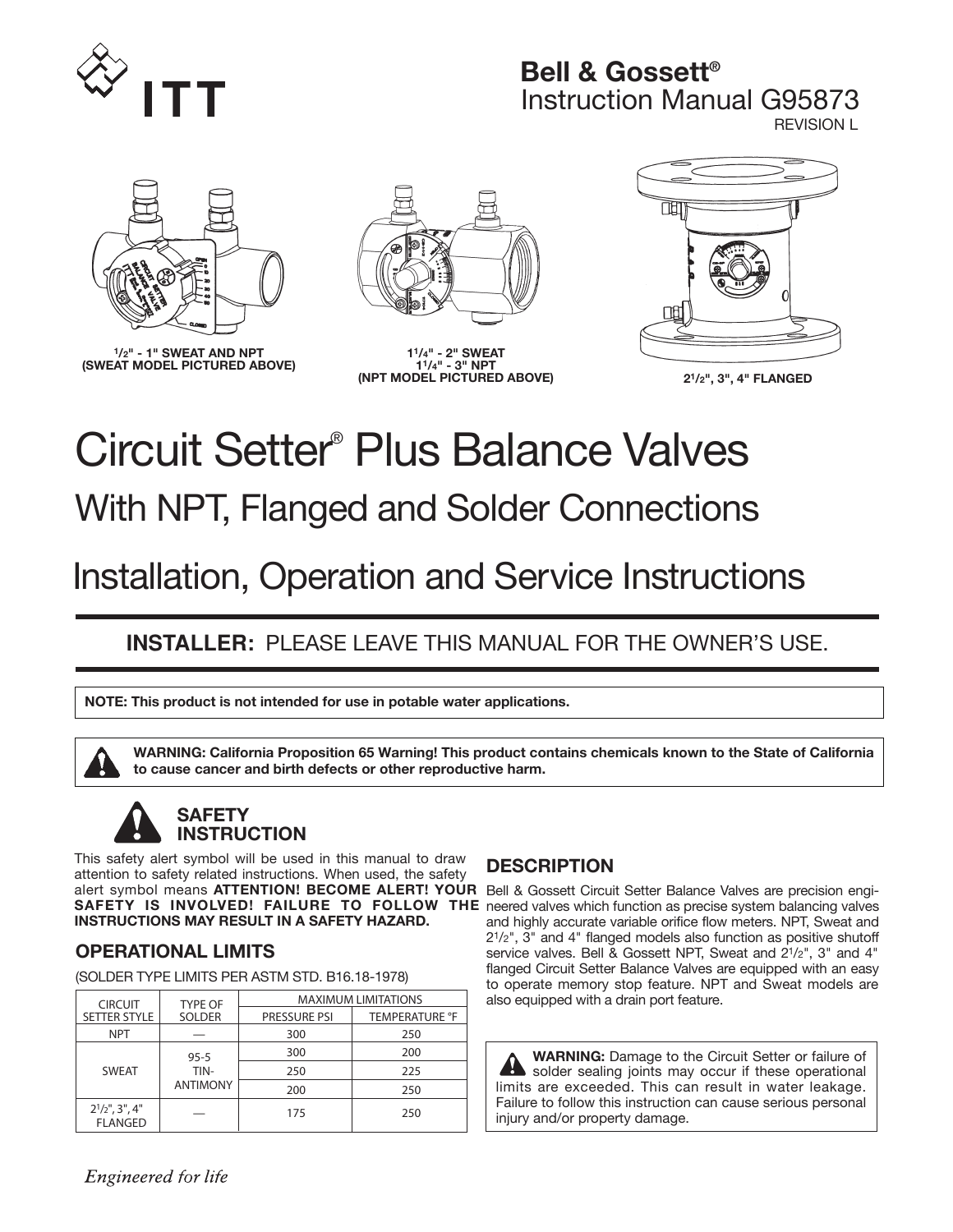ITT

**Bell & Gossett®**
Instruction Manual G95873
REVISION L

**1/2" - 1" SWEAT AND NPT (SWEAT MODEL PICTURED ABOVE)**

**1 1/4" - 2" SWEAT 1 1/4" - 3" NPT (NPT MODEL PICTURED ABOVE)**

**2 1/2", 3", 4" FLANGED**

# Circuit Setter® Plus Balance Valves

## With NPT, Flanged and Solder Connections

## Installation, Operation and Service Instructions

**INSTALLER:** PLEASE LEAVE THIS MANUAL FOR THE OWNER'S USE.

**NOTE: This product is not intended for use in potable water applications.**

**WARNING: California Proposition 65 Warning! This product contains chemicals known to the State of California to cause cancer and birth defects or other reproductive harm.**

### SAFETY INSTRUCTION

This safety alert symbol will be used in this manual to draw attention to safety related instructions. When used, the safety alert symbol means **ATTENTION! BECOME ALERT! YOUR SAFETY IS INVOLVED! FAILURE TO FOLLOW THE INSTRUCTIONS MAY RESULT IN A SAFETY HAZARD.**

### OPERATIONAL LIMITS

(SOLDER TYPE LIMITS PER ASTM STD. B16.18-1978)

| CIRCUIT SETTER STYLE | TYPE OF SOLDER | MAXIMUM LIMITATIONS | |
|---|---|---|---|
| | | PRESSURE PSI | TEMPERATURE °F |
| NPT | — | 300 | 250 |
| SWEAT | 95-5 TIN-ANTIMONY | 300 | 200 |
| | | 250 | 225 |
| | | 200 | 250 |
| 2 1/2", 3", 4" FLANGED | — | 175 | 250 |

### DESCRIPTION

Bell & Gossett Circuit Setter Balance Valves are precision engineered valves which function as precise system balancing valves and highly accurate variable orifice flow meters. NPT, Sweat and 2 1/2", 3" and 4" flanged models also function as positive shutoff service valves. Bell & Gossett NPT, Sweat and 2 1/2", 3" and 4" flanged Circuit Setter Balance Valves are equipped with an easy to operate memory stop feature. NPT and Sweat models are also equipped with a drain port feature.

**WARNING:** Damage to the Circuit Setter or failure of solder sealing joints may occur if these operational limits are exceeded. This can result in water leakage. Failure to follow this instruction can cause serious personal injury and/or property damage.

*Engineered for life*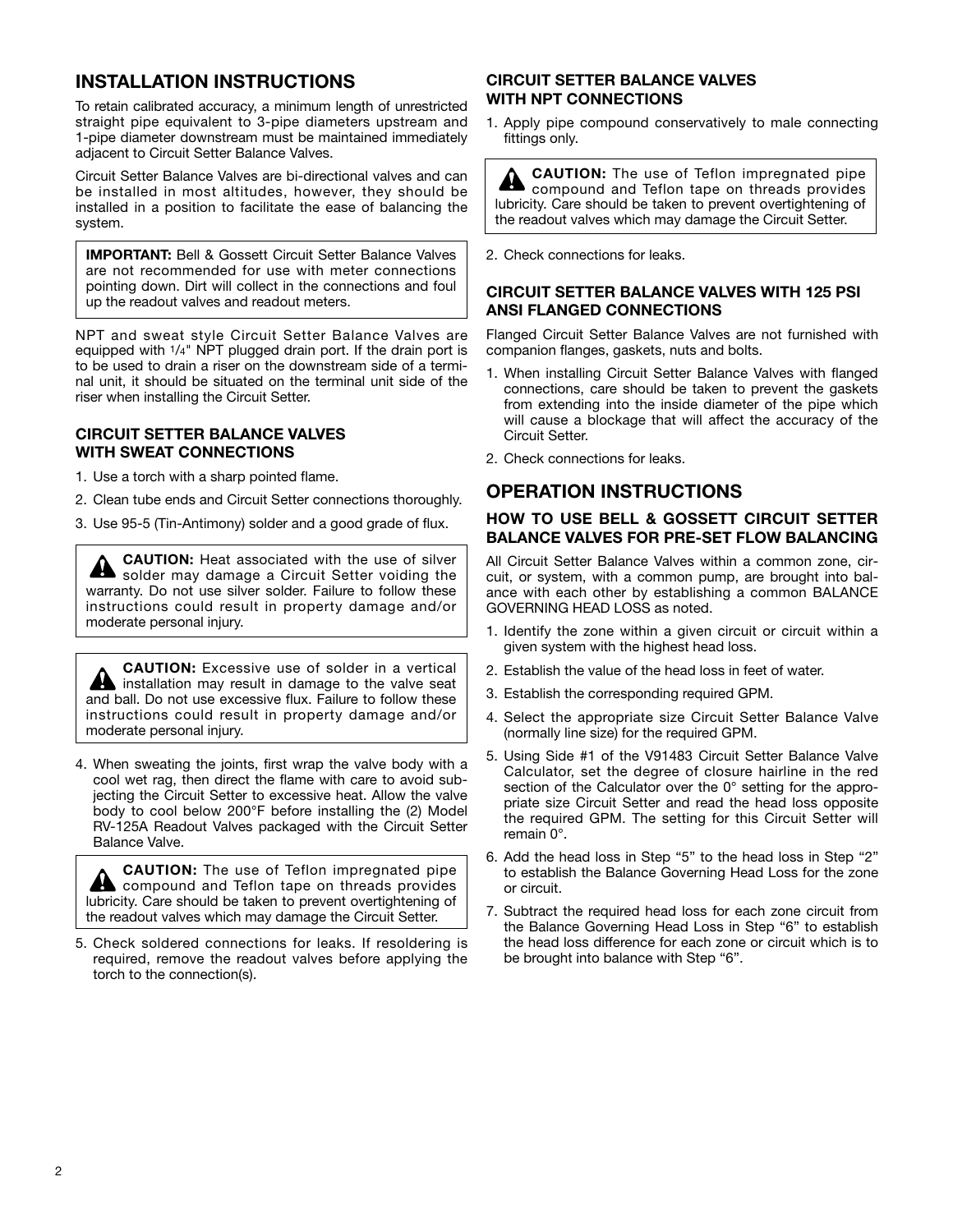## INSTALLATION INSTRUCTIONS

To retain calibrated accuracy, a minimum length of unrestricted straight pipe equivalent to 3-pipe diameters upstream and 1-pipe diameter downstream must be maintained immediately adjacent to Circuit Setter Balance Valves.

Circuit Setter Balance Valves are bi-directional valves and can be installed in most altitudes, however, they should be installed in a position to facilitate the ease of balancing the system.

> **IMPORTANT:** Bell & Gossett Circuit Setter Balance Valves are not recommended for use with meter connections pointing down. Dirt will collect in the connections and foul up the readout valves and readout meters.

NPT and sweat style Circuit Setter Balance Valves are equipped with 1/4" NPT plugged drain port. If the drain port is to be used to drain a riser on the downstream side of a terminal unit, it should be situated on the terminal unit side of the riser when installing the Circuit Setter.

### CIRCUIT SETTER BALANCE VALVES WITH SWEAT CONNECTIONS

1. Use a torch with a sharp pointed flame.
2. Clean tube ends and Circuit Setter connections thoroughly.
3. Use 95-5 (Tin-Antimony) solder and a good grade of flux.

> ⚠ **CAUTION:** Heat associated with the use of silver solder may damage a Circuit Setter voiding the warranty. Do not use silver solder. Failure to follow these instructions could result in property damage and/or moderate personal injury.

> ⚠ **CAUTION:** Excessive use of solder in a vertical installation may result in damage to the valve seat and ball. Do not use excessive flux. Failure to follow these instructions could result in property damage and/or moderate personal injury.

4. When sweating the joints, first wrap the valve body with a cool wet rag, then direct the flame with care to avoid subjecting the Circuit Setter to excessive heat. Allow the valve body to cool below 200°F before installing the (2) Model RV-125A Readout Valves packaged with the Circuit Setter Balance Valve.

> ⚠ **CAUTION:** The use of Teflon impregnated pipe compound and Teflon tape on threads provides lubricity. Care should be taken to prevent overtightening of the readout valves which may damage the Circuit Setter.

5. Check soldered connections for leaks. If resoldering is required, remove the readout valves before applying the torch to the connection(s).

### CIRCUIT SETTER BALANCE VALVES WITH NPT CONNECTIONS

1. Apply pipe compound conservatively to male connecting fittings only.

> ⚠ **CAUTION:** The use of Teflon impregnated pipe compound and Teflon tape on threads provides lubricity. Care should be taken to prevent overtightening of the readout valves which may damage the Circuit Setter.

2. Check connections for leaks.

### CIRCUIT SETTER BALANCE VALVES WITH 125 PSI ANSI FLANGED CONNECTIONS

Flanged Circuit Setter Balance Valves are not furnished with companion flanges, gaskets, nuts and bolts.

1. When installing Circuit Setter Balance Valves with flanged connections, care should be taken to prevent the gaskets from extending into the inside diameter of the pipe which will cause a blockage that will affect the accuracy of the Circuit Setter.
2. Check connections for leaks.

## OPERATION INSTRUCTIONS

### HOW TO USE BELL & GOSSETT CIRCUIT SETTER BALANCE VALVES FOR PRE-SET FLOW BALANCING

All Circuit Setter Balance Valves within a common zone, circuit, or system, with a common pump, are brought into balance with each other by establishing a common BALANCE GOVERNING HEAD LOSS as noted.

1. Identify the zone within a given circuit or circuit within a given system with the highest head loss.
2. Establish the value of the head loss in feet of water.
3. Establish the corresponding required GPM.
4. Select the appropriate size Circuit Setter Balance Valve (normally line size) for the required GPM.
5. Using Side #1 of the V91483 Circuit Setter Balance Valve Calculator, set the degree of closure hairline in the red section of the Calculator over the 0° setting for the appropriate size Circuit Setter and read the head loss opposite the required GPM. The setting for this Circuit Setter will remain 0°.
6. Add the head loss in Step "5" to the head loss in Step "2" to establish the Balance Governing Head Loss for the zone or circuit.
7. Subtract the required head loss for each zone circuit from the Balance Governing Head Loss in Step "6" to establish the head loss difference for each zone or circuit which is to be brought into balance with Step "6".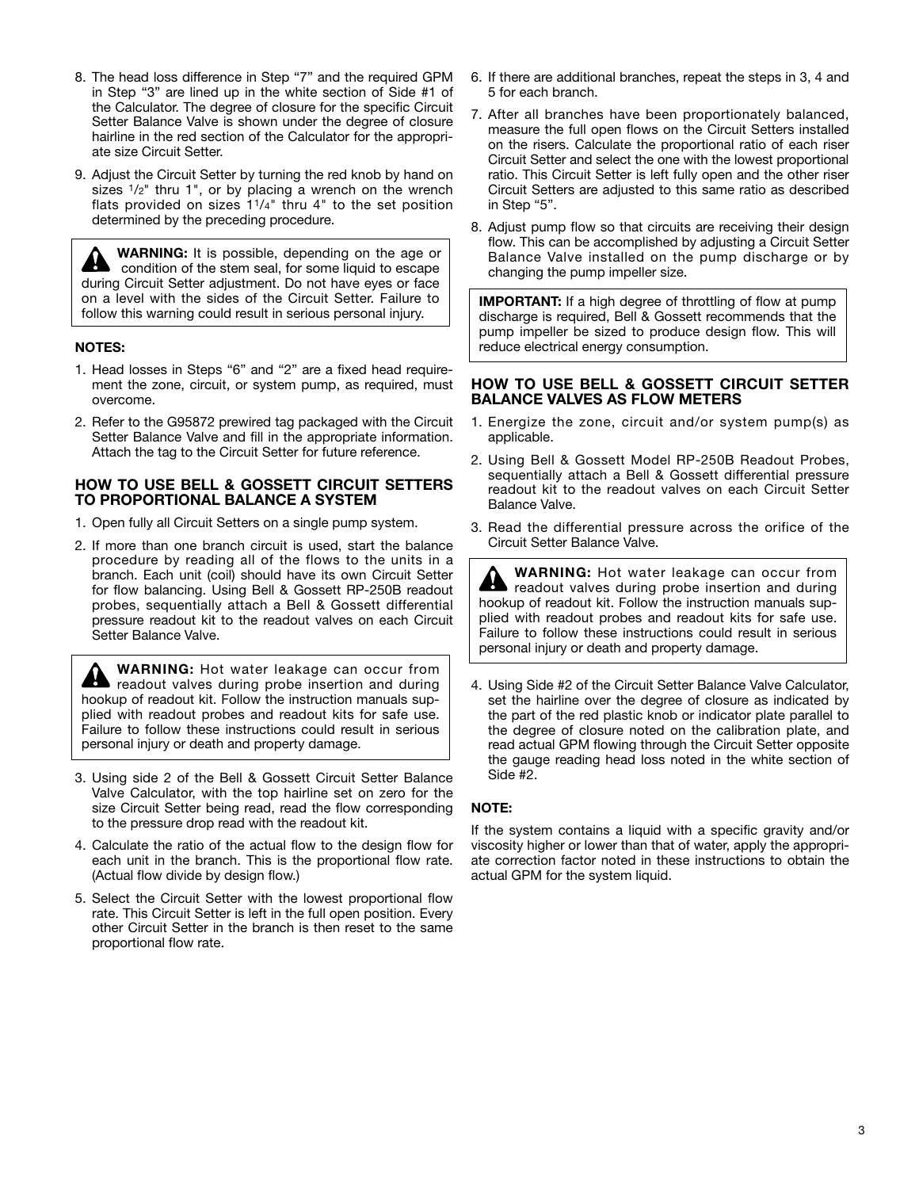8. The head loss difference in Step "7" and the required GPM in Step "3" are lined up in the white section of Side #1 of the Calculator. The degree of closure for the specific Circuit Setter Balance Valve is shown under the degree of closure hairline in the red section of the Calculator for the appropriate size Circuit Setter.

9. Adjust the Circuit Setter by turning the red knob by hand on sizes 1/2" thru 1", or by placing a wrench on the wrench flats provided on sizes 1 1/4" thru 4" to the set position determined by the preceding procedure.

> **WARNING:** It is possible, depending on the age or condition of the stem seal, for some liquid to escape during Circuit Setter adjustment. Do not have eyes or face on a level with the sides of the Circuit Setter. Failure to follow this warning could result in serious personal injury.

**NOTES:**

1. Head losses in Steps "6" and "2" are a fixed head requirement the zone, circuit, or system pump, as required, must overcome.
2. Refer to the G95872 prewired tag packaged with the Circuit Setter Balance Valve and fill in the appropriate information. Attach the tag to the Circuit Setter for future reference.

### HOW TO USE BELL & GOSSETT CIRCUIT SETTERS TO PROPORTIONAL BALANCE A SYSTEM

1. Open fully all Circuit Setters on a single pump system.
2. If more than one branch circuit is used, start the balance procedure by reading all of the flows to the units in a branch. Each unit (coil) should have its own Circuit Setter for flow balancing. Using Bell & Gossett RP-250B readout probes, sequentially attach a Bell & Gossett differential pressure readout kit to the readout valves on each Circuit Setter Balance Valve.

> **WARNING:** Hot water leakage can occur from readout valves during probe insertion and during hookup of readout kit. Follow the instruction manuals supplied with readout probes and readout kits for safe use. Failure to follow these instructions could result in serious personal injury or death and property damage.

3. Using side 2 of the Bell & Gossett Circuit Setter Balance Valve Calculator, with the top hairline set on zero for the size Circuit Setter being read, read the flow corresponding to the pressure drop read with the readout kit.
4. Calculate the ratio of the actual flow to the design flow for each unit in the branch. This is the proportional flow rate. (Actual flow divide by design flow.)
5. Select the Circuit Setter with the lowest proportional flow rate. This Circuit Setter is left in the full open position. Every other Circuit Setter in the branch is then reset to the same proportional flow rate.
6. If there are additional branches, repeat the steps in 3, 4 and 5 for each branch.
7. After all branches have been proportionately balanced, measure the full open flows on the Circuit Setters installed on the risers. Calculate the proportional ratio of each riser Circuit Setter and select the one with the lowest proportional ratio. This Circuit Setter is left fully open and the other riser Circuit Setters are adjusted to this same ratio as described in Step "5".
8. Adjust pump flow so that circuits are receiving their design flow. This can be accomplished by adjusting a Circuit Setter Balance Valve installed on the pump discharge or by changing the pump impeller size.

> **IMPORTANT:** If a high degree of throttling of flow at pump discharge is required, Bell & Gossett recommends that the pump impeller be sized to produce design flow. This will reduce electrical energy consumption.

### HOW TO USE BELL & GOSSETT CIRCUIT SETTER BALANCE VALVES AS FLOW METERS

1. Energize the zone, circuit and/or system pump(s) as applicable.
2. Using Bell & Gossett Model RP-250B Readout Probes, sequentially attach a Bell & Gossett differential pressure readout kit to the readout valves on each Circuit Setter Balance Valve.
3. Read the differential pressure across the orifice of the Circuit Setter Balance Valve.

> **WARNING:** Hot water leakage can occur from readout valves during probe insertion and during hookup of readout kit. Follow the instruction manuals supplied with readout probes and readout kits for safe use. Failure to follow these instructions could result in serious personal injury or death and property damage.

4. Using Side #2 of the Circuit Setter Balance Valve Calculator, set the hairline over the degree of closure as indicated by the part of the red plastic knob or indicator plate parallel to the degree of closure noted on the calibration plate, and read actual GPM flowing through the Circuit Setter opposite the gauge reading head loss noted in the white section of Side #2.

**NOTE:**

If the system contains a liquid with a specific gravity and/or viscosity higher or lower than that of water, apply the appropriate correction factor noted in these instructions to obtain the actual GPM for the system liquid.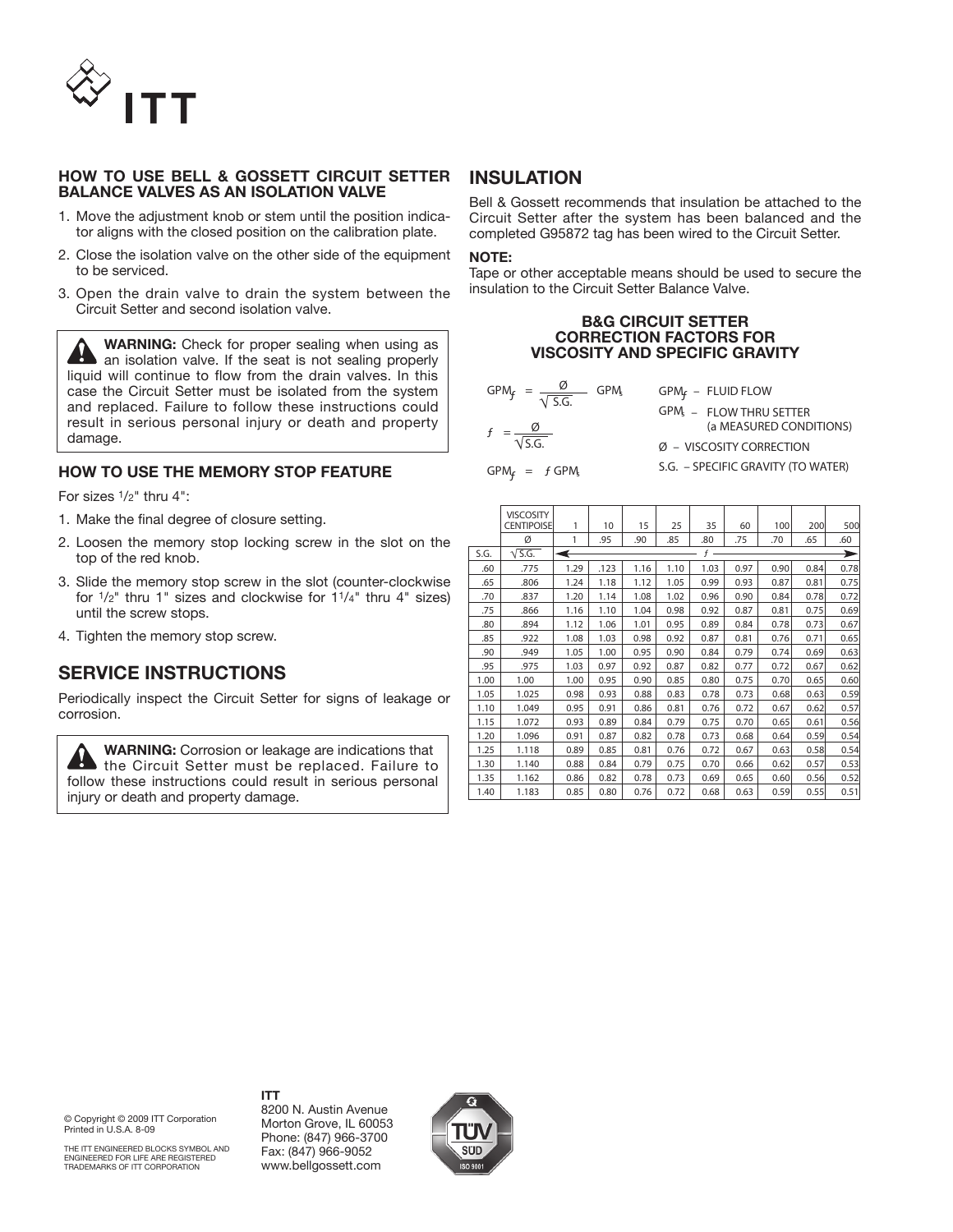### HOW TO USE BELL & GOSSETT CIRCUIT SETTER BALANCE VALVES AS AN ISOLATION VALVE

1. Move the adjustment knob or stem until the position indicator aligns with the closed position on the calibration plate.
2. Close the isolation valve on the other side of the equipment to be serviced.
3. Open the drain valve to drain the system between the Circuit Setter and second isolation valve.

> **WARNING:** Check for proper sealing when using as an isolation valve. If the seat is not sealing properly liquid will continue to flow from the drain valves. In this case the Circuit Setter must be isolated from the system and replaced. Failure to follow these instructions could result in serious personal injury or death and property damage.

### HOW TO USE THE MEMORY STOP FEATURE

For sizes 1/2" thru 4":

1. Make the final degree of closure setting.
2. Loosen the memory stop locking screw in the slot on the top of the red knob.
3. Slide the memory stop screw in the slot (counter-clockwise for 1/2" thru 1" sizes and clockwise for 1¼" thru 4" sizes) until the screw stops.
4. Tighten the memory stop screw.

## SERVICE INSTRUCTIONS

Periodically inspect the Circuit Setter for signs of leakage or corrosion.

> **WARNING:** Corrosion or leakage are indications that the Circuit Setter must be replaced. Failure to follow these instructions could result in serious personal injury or death and property damage.

## INSULATION

Bell & Gossett recommends that insulation be attached to the Circuit Setter after the system has been balanced and the completed G95872 tag has been wired to the Circuit Setter.

**NOTE:**
Tape or other acceptable means should be used to secure the insulation to the Circuit Setter Balance Valve.

### B&G CIRCUIT SETTER CORRECTION FACTORS FOR VISCOSITY AND SPECIFIC GRAVITY

$$GPM_f = \frac{\text{Ø}}{\sqrt{S.G.}} \; GPM_s$$

$$f = \frac{\text{Ø}}{\sqrt{S.G.}}$$

$$GPM_f = f \, GPM_s$$

$GPM_f$ – FLUID FLOW

$GPM_s$ – FLOW THRU SETTER (a MEASURED CONDITIONS)

Ø – VISCOSITY CORRECTION

S.G. – SPECIFIC GRAVITY (TO WATER)

| | VISCOSITY CENTIPOISE | 1 | 10 | 15 | 25 | 35 | 60 | 100 | 200 | 500 |
|---|---|---|---|---|---|---|---|---|---|---|
| | Ø | 1 | .95 | .90 | .85 | .80 | .75 | .70 | .65 | .60 |
| S.G. | √S.G. | ← | | | | $f$ | | | | → |
| .60 | .775 | 1.29 | .123 | 1.16 | 1.10 | 1.03 | 0.97 | 0.90 | 0.84 | 0.78 |
| .65 | .806 | 1.24 | 1.18 | 1.12 | 1.05 | 0.99 | 0.93 | 0.87 | 0.81 | 0.75 |
| .70 | .837 | 1.20 | 1.14 | 1.08 | 1.02 | 0.96 | 0.90 | 0.84 | 0.78 | 0.72 |
| .75 | .866 | 1.16 | 1.10 | 1.04 | 0.98 | 0.92 | 0.87 | 0.81 | 0.75 | 0.69 |
| .80 | .894 | 1.12 | 1.06 | 1.01 | 0.95 | 0.89 | 0.84 | 0.78 | 0.73 | 0.67 |
| .85 | .922 | 1.08 | 1.03 | 0.98 | 0.92 | 0.87 | 0.81 | 0.76 | 0.71 | 0.65 |
| .90 | .949 | 1.05 | 1.00 | 0.95 | 0.90 | 0.84 | 0.79 | 0.74 | 0.69 | 0.63 |
| .95 | .975 | 1.03 | 0.97 | 0.92 | 0.87 | 0.82 | 0.77 | 0.72 | 0.67 | 0.62 |
| 1.00 | 1.00 | 1.00 | 0.95 | 0.90 | 0.85 | 0.80 | 0.75 | 0.70 | 0.65 | 0.60 |
| 1.05 | 1.025 | 0.98 | 0.93 | 0.88 | 0.83 | 0.78 | 0.73 | 0.68 | 0.63 | 0.59 |
| 1.10 | 1.049 | 0.95 | 0.91 | 0.86 | 0.81 | 0.76 | 0.72 | 0.67 | 0.62 | 0.57 |
| 1.15 | 1.072 | 0.93 | 0.89 | 0.84 | 0.79 | 0.75 | 0.70 | 0.65 | 0.61 | 0.56 |
| 1.20 | 1.096 | 0.91 | 0.87 | 0.82 | 0.78 | 0.73 | 0.68 | 0.64 | 0.59 | 0.54 |
| 1.25 | 1.118 | 0.89 | 0.85 | 0.81 | 0.76 | 0.72 | 0.67 | 0.63 | 0.58 | 0.54 |
| 1.30 | 1.140 | 0.88 | 0.84 | 0.79 | 0.75 | 0.70 | 0.66 | 0.62 | 0.57 | 0.53 |
| 1.35 | 1.162 | 0.86 | 0.82 | 0.78 | 0.73 | 0.69 | 0.65 | 0.60 | 0.56 | 0.52 |
| 1.40 | 1.183 | 0.85 | 0.80 | 0.76 | 0.72 | 0.68 | 0.63 | 0.59 | 0.55 | 0.51 |

© Copyright © 2009 ITT Corporation
Printed in U.S.A. 8-09

THE ITT ENGINEERED BLOCKS SYMBOL AND ENGINEERED FOR LIFE ARE REGISTERED TRADEMARKS OF ITT CORPORATION

**ITT**
8200 N. Austin Avenue
Morton Grove, IL 60053
Phone: (847) 966-3700
Fax: (847) 966-9052
www.bellgossett.com